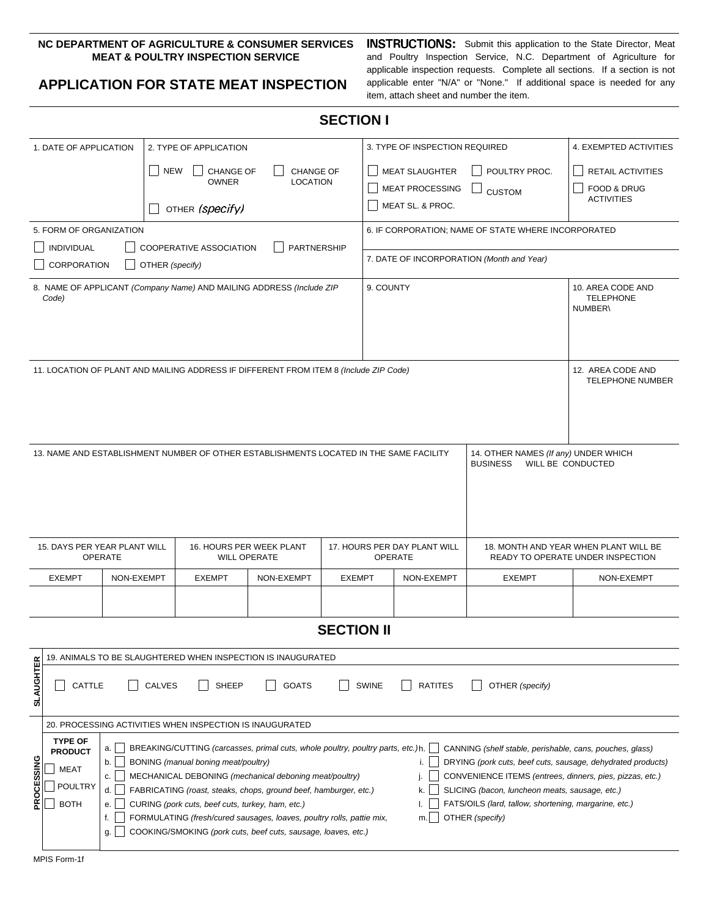**NC DEPARTMENT OF AGRICULTURE & CONSUMER SERVICES**
**MEAT & POULTRY INSPECTION SERVICE**

# APPLICATION FOR STATE MEAT INSPECTION

**INSTRUCTIONS:** Submit this application to the State Director, Meat and Poultry Inspection Service, N.C. Department of Agriculture for applicable inspection requests. Complete all sections. If a section is not applicable enter "N/A" or "None." If additional space is needed for any item, attach sheet and number the item.

## SECTION I

1. DATE OF APPLICATION

2. TYPE OF APPLICATION
- ☐ NEW
- ☐ CHANGE OF OWNER
- ☐ CHANGE OF LOCATION
- ☐ OTHER *(specify)*

3. TYPE OF INSPECTION REQUIRED
- ☐ MEAT SLAUGHTER
- ☐ POULTRY PROC.
- ☐ MEAT PROCESSING
- ☐ CUSTOM
- ☐ MEAT SL. & PROC.

4. EXEMPTED ACTIVITIES
- ☐ RETAIL ACTIVITIES
- ☐ FOOD & DRUG ACTIVITIES

5. FORM OF ORGANIZATION
- ☐ INDIVIDUAL
- ☐ COOPERATIVE ASSOCIATION
- ☐ PARTNERSHIP
- ☐ CORPORATION
- ☐ OTHER *(specify)*

6. IF CORPORATION; NAME OF STATE WHERE INCORPORATED

7. DATE OF INCORPORATION *(Month and Year)*

8. NAME OF APPLICANT *(Company Name)* AND MAILING ADDRESS *(Include ZIP Code)*

9. COUNTY

10. AREA CODE AND TELEPHONE NUMBER\

11. LOCATION OF PLANT AND MAILING ADDRESS IF DIFFERENT FROM ITEM 8 *(Include ZIP Code)*

12. AREA CODE AND TELEPHONE NUMBER

13. NAME AND ESTABLISHMENT NUMBER OF OTHER ESTABLISHMENTS LOCATED IN THE SAME FACILITY

14. OTHER NAMES *(If any)* UNDER WHICH BUSINESS WILL BE CONDUCTED

| 15. DAYS PER YEAR PLANT WILL OPERATE | | 16. HOURS PER WEEK PLANT WILL OPERATE | | 17. HOURS PER DAY PLANT WILL OPERATE | | 18. MONTH AND YEAR WHEN PLANT WILL BE READY TO OPERATE UNDER INSPECTION | |
|---|---|---|---|---|---|---|---|
| EXEMPT | NON-EXEMPT | EXEMPT | NON-EXEMPT | EXEMPT | NON-EXEMPT | EXEMPT | NON-EXEMPT |
| | | | | | | | |

## SECTION II

**SLAUGHTER**

19. ANIMALS TO BE SLAUGHTERED WHEN INSPECTION IS INAUGURATED
- ☐ CATTLE
- ☐ CALVES
- ☐ SHEEP
- ☐ GOATS
- ☐ SWINE
- ☐ RATITES
- ☐ OTHER *(specify)*

**PROCESSING**

20. PROCESSING ACTIVITIES WHEN INSPECTION IS INAUGURATED

**TYPE OF PRODUCT**
- ☐ MEAT
- ☐ POULTRY
- ☐ BOTH

- a. ☐ BREAKING/CUTTING *(carcasses, primal cuts, whole poultry, poultry parts, etc.)*
- b. ☐ BONING *(manual boning meat/poultry)*
- c. ☐ MECHANICAL DEBONING *(mechanical deboning meat/poultry)*
- d. ☐ FABRICATING *(roast, steaks, chops, ground beef, hamburger, etc.)*
- e. ☐ CURING *(pork cuts, beef cuts, turkey, ham, etc.)*
- f. ☐ FORMULATING *(fresh/cured sausages, loaves, poultry rolls, pattie mix,*
- g. ☐ COOKING/SMOKING *(pork cuts, beef cuts, sausage, loaves, etc.)*
- h. ☐ CANNING *(shelf stable, perishable, cans, pouches, glass)*
- i. ☐ DRYING *(pork cuts, beef cuts, sausage, dehydrated products)*
- j. ☐ CONVENIENCE ITEMS *(entrees, dinners, pies, pizzas, etc.)*
- k. ☐ SLICING *(bacon, luncheon meats, sausage, etc.)*
- l. ☐ FATS/OILS *(lard, tallow, shortening, margarine, etc.)*
- m. ☐ OTHER *(specify)*

MPIS Form-1f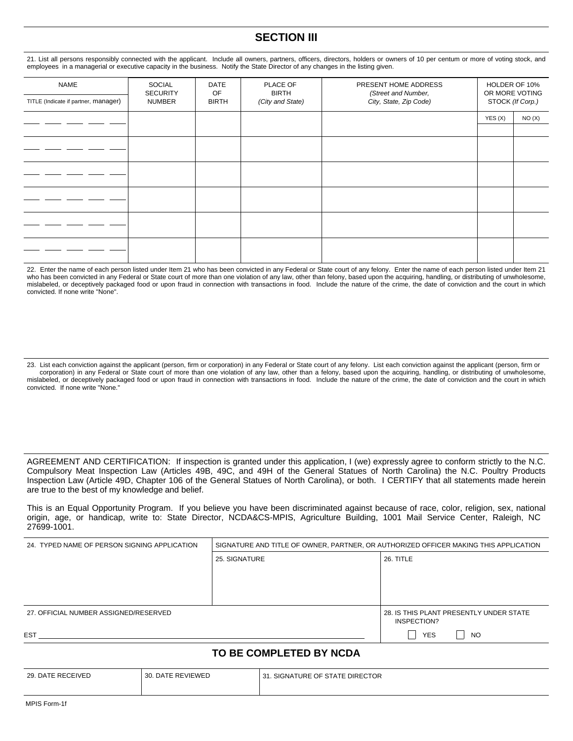## SECTION III

21. List all persons responsibly connected with the applicant. Include all owners, partners, officers, directors, holders or owners of 10 per centum or more of voting stock, and employees in a managerial or executive capacity in the business. Notify the State Director of any changes in the listing given.

| NAME<br>TITLE (Indicate if partner, manager) | SOCIAL SECURITY NUMBER | DATE OF BIRTH | PLACE OF BIRTH *(City and State)* | PRESENT HOME ADDRESS *(Street and Number, City, State, Zip Code)* | HOLDER OF 10% OR MORE VOTING STOCK *(If Corp.)* | |
|---|---|---|---|---|---|---|
| | | | | | YES (X) | NO (X) |
| | | | | | | |
| | | | | | | |
| | | | | | | |
| | | | | | | |
| | | | | | | |
| | | | | | | |

22. Enter the name of each person listed under Item 21 who has been convicted in any Federal or State court of any felony. Enter the name of each person listed under Item 21 who has been convicted in any Federal or State court of more than one violation of any law, other than felony, based upon the acquiring, handling, or distributing of unwholesome, mislabeled, or deceptively packaged food or upon fraud in connection with transactions in food. Include the nature of the crime, the date of conviction and the court in which convicted. If none write "None".

23. List each conviction against the applicant (person, firm or corporation) in any Federal or State court of any felony. List each conviction against the applicant (person, firm or corporation) in any Federal or State court of more than one violation of any law, other than a felony, based upon the acquiring, handling, or distributing of unwholesome, mislabeled, or deceptively packaged food or upon fraud in connection with transactions in food. Include the nature of the crime, the date of conviction and the court in which convicted. If none write "None."

AGREEMENT AND CERTIFICATION: If inspection is granted under this application, I (we) expressly agree to conform strictly to the N.C. Compulsory Meat Inspection Law (Articles 49B, 49C, and 49H of the General Statues of North Carolina) the N.C. Poultry Products Inspection Law (Article 49D, Chapter 106 of the General Statues of North Carolina), or both. I CERTIFY that all statements made herein are true to the best of my knowledge and belief.

This is an Equal Opportunity Program. If you believe you have been discriminated against because of race, color, religion, sex, national origin, age, or handicap, write to: State Director, NCDA&CS-MPIS, Agriculture Building, 1001 Mail Service Center, Raleigh, NC 27699-1001.

| 24. TYPED NAME OF PERSON SIGNING APPLICATION | SIGNATURE AND TITLE OF OWNER, PARTNER, OR AUTHORIZED OFFICER MAKING THIS APPLICATION | |
|---|---|---|
| | 25. SIGNATURE | 26. TITLE |

27. OFFICIAL NUMBER ASSIGNED/RESERVED

EST ______________________________

28. IS THIS PLANT PRESENTLY UNDER STATE INSPECTION?

☐ YES ☐ NO

## TO BE COMPLETED BY NCDA

| 29. DATE RECEIVED | 30. DATE REVIEWED | 31. SIGNATURE OF STATE DIRECTOR |
|---|---|---|
| | | |

MPIS Form-1f